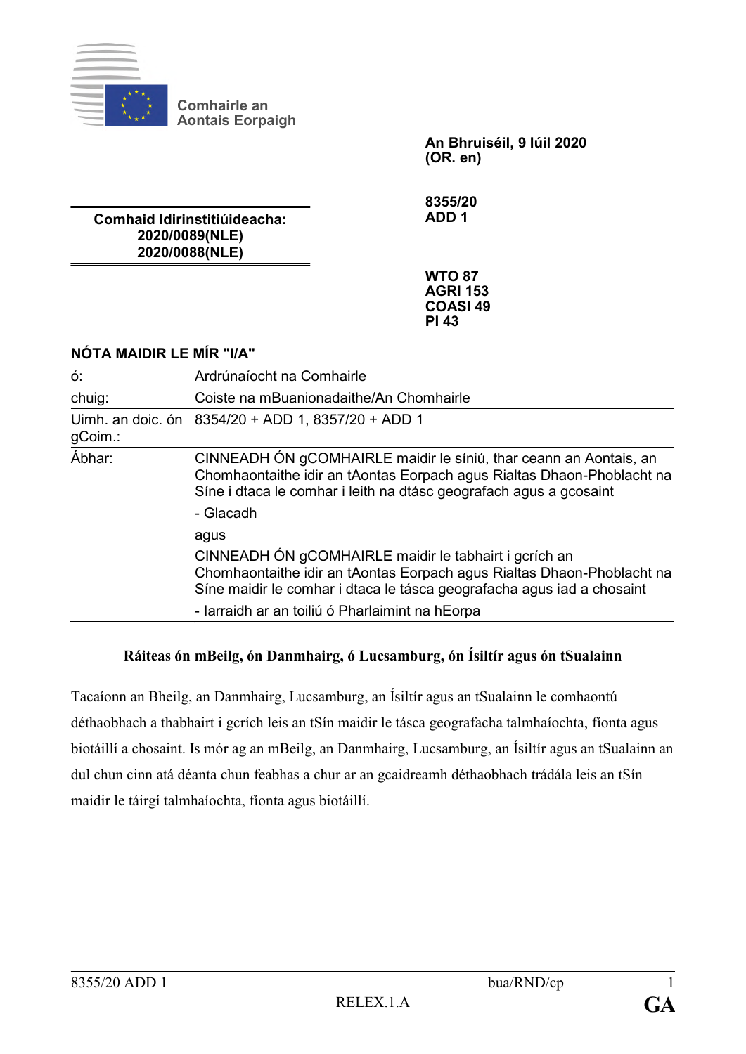Comhairle an Aontais Eorpaigh

**An Bhruiséil, 9 Iúil 2020**
**(OR. en)**

**8355/20**
**ADD 1**

**Comhaid Idirinstitiúideacha:**
**2020/0089(NLE)**
**2020/0088(NLE)**

**WTO 87**
**AGRI 153**
**COASI 49**
**PI 43**

**NÓTA MAIDIR LE MÍR "I/A"**

| | |
|---|---|
| ó: | Ardrúnaíocht na Comhairle |
| chuig: | Coiste na mBuanionadaithe/An Chomhairle |
| Uimh. an doic. ón gCoim.: | 8354/20 + ADD 1, 8357/20 + ADD 1 |
| Ábhar: | CINNEADH ÓN gCOMHAIRLE maidir le síniú, thar ceann an Aontais, an Chomhaontaithe idir an tAontas Eorpach agus Rialtas Dhaon-Phoblacht na Síne i dtaca le comhar i leith na dtásc geografach agus a gcosaint<br>- Glacadh<br>agus<br>CINNEADH ÓN gCOMHAIRLE maidir le tabhairt i gcrích an Chomhaontaithe idir an tAontas Eorpach agus Rialtas Dhaon-Phoblacht na Síne maidir le comhar i dtaca le tásca geografacha agus iad a chosaint<br>- Iarraidh ar an toiliú ó Pharlaimint na hEorpa |

**Ráiteas ón mBeilg, ón Danmhairg, ó Lucsamburg, ón Ísiltír agus ón tSualainn**

Tacaíonn an Bheilg, an Danmhairg, Lucsamburg, an Ísiltír agus an tSualainn le comhaontú déthaobhach a thabhairt i gcrích leis an tSín maidir le tásca geografacha talmhaíochta, fíonta agus biotáillí a chosaint. Is mór ag an mBeilg, an Danmhairg, Lucsamburg, an Ísiltír agus an tSualainn an dul chun cinn atá déanta chun feabhas a chur ar an gcaidreamh déthaobhach trádála leis an tSín maidir le táirgí talmhaíochta, fíonta agus biotáillí.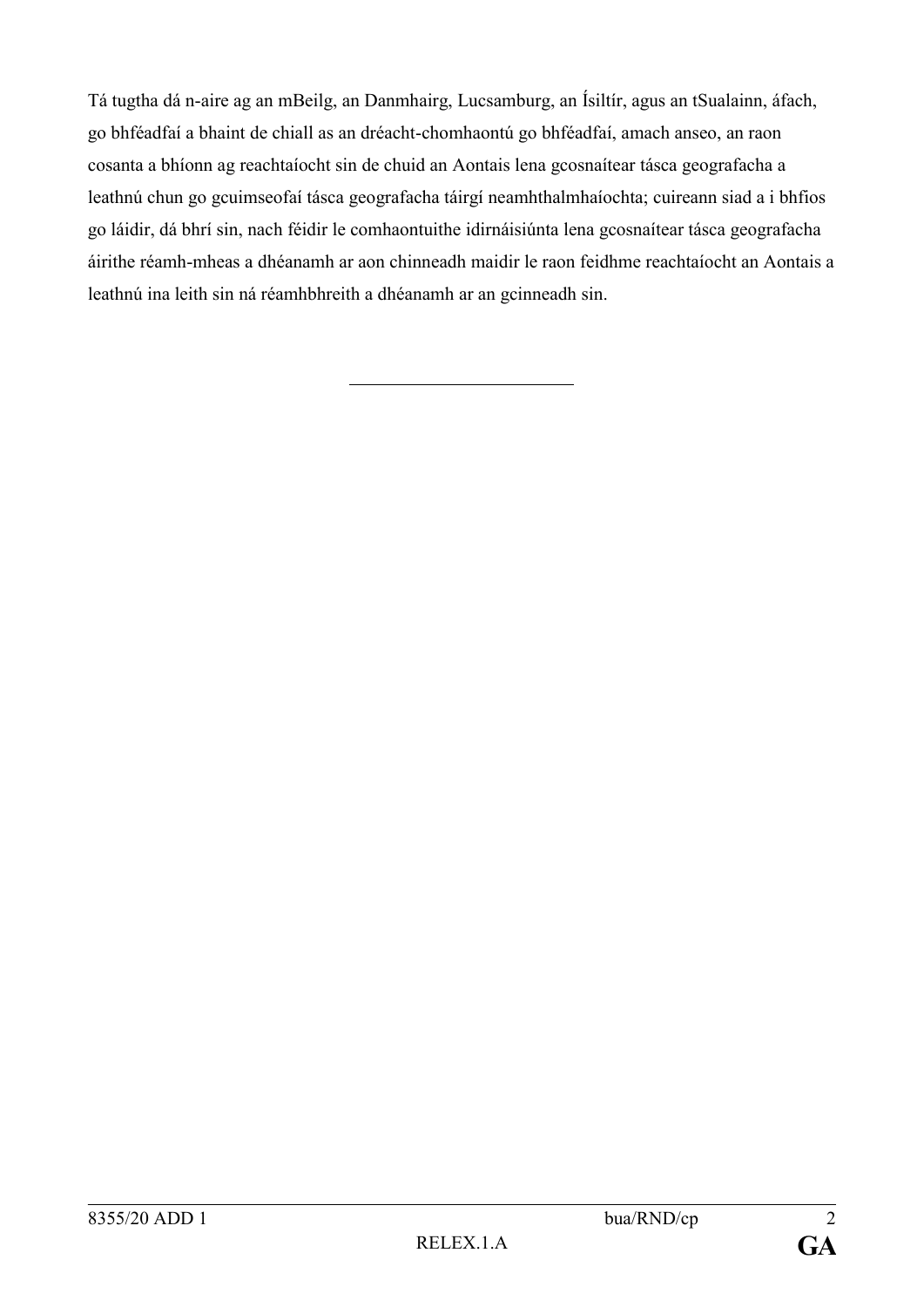Tá tugtha dá n-aire ag an mBeilg, an Danmhairg, Lucsamburg, an Ísiltír, agus an tSualainn, áfach, go bhféadfaí a bhaint de chiall as an dréacht-chomhaontú go bhféadfaí, amach anseo, an raon cosanta a bhíonn ag reachtaíocht sin de chuid an Aontais lena gcosnaítear tásca geografacha a leathnú chun go gcuimseofaí tásca geografacha táirgí neamhthalmhaíochta; cuireann siad a i bhfios go láidir, dá bhrí sin, nach féidir le comhaontuithe idirnáisiúnta lena gcosnaítear tásca geografacha áirithe réamh-mheas a dhéanamh ar aon chinneadh maidir le raon feidhme reachtaíocht an Aontais a leathnú ina leith sin ná réamhbhreith a dhéanamh ar an gcinneadh sin.